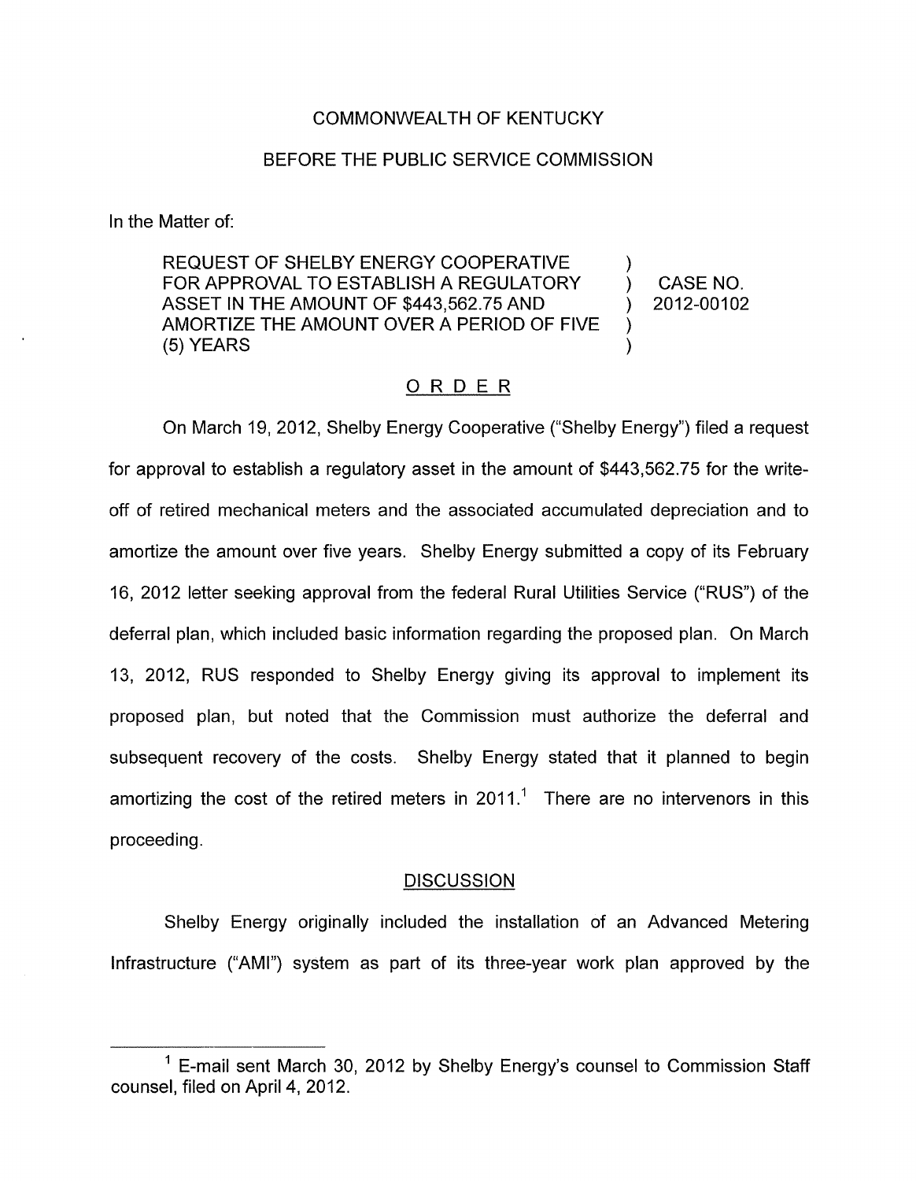COMMONWEALTH OF KENTUCKY

BEFORE THE PUBLIC SERVICE COMMISSION

In the Matter of:

| | | |
|---|---|---|
| REQUEST OF SHELBY ENERGY COOPERATIVE FOR APPROVAL TO ESTABLISH A REGULATORY ASSET IN THE AMOUNT OF $443,562.75 AND AMORTIZE THE AMOUNT OVER A PERIOD OF FIVE (5) YEARS | ) | CASE NO. 2012-00102 |

## ORDER

On March 19, 2012, Shelby Energy Cooperative ("Shelby Energy") filed a request for approval to establish a regulatory asset in the amount of $443,562.75 for the write-off of retired mechanical meters and the associated accumulated depreciation and to amortize the amount over five years. Shelby Energy submitted a copy of its February 16, 2012 letter seeking approval from the federal Rural Utilities Service ("RUS") of the deferral plan, which included basic information regarding the proposed plan. On March 13, 2012, RUS responded to Shelby Energy giving its approval to implement its proposed plan, but noted that the Commission must authorize the deferral and subsequent recovery of the costs. Shelby Energy stated that it planned to begin amortizing the cost of the retired meters in 2011.[1] There are no intervenors in this proceeding.

### DISCUSSION

Shelby Energy originally included the installation of an Advanced Metering Infrastructure ("AMI") system as part of its three-year work plan approved by the

---

[1] E-mail sent March 30, 2012 by Shelby Energy's counsel to Commission Staff counsel, filed on April 4, 2012.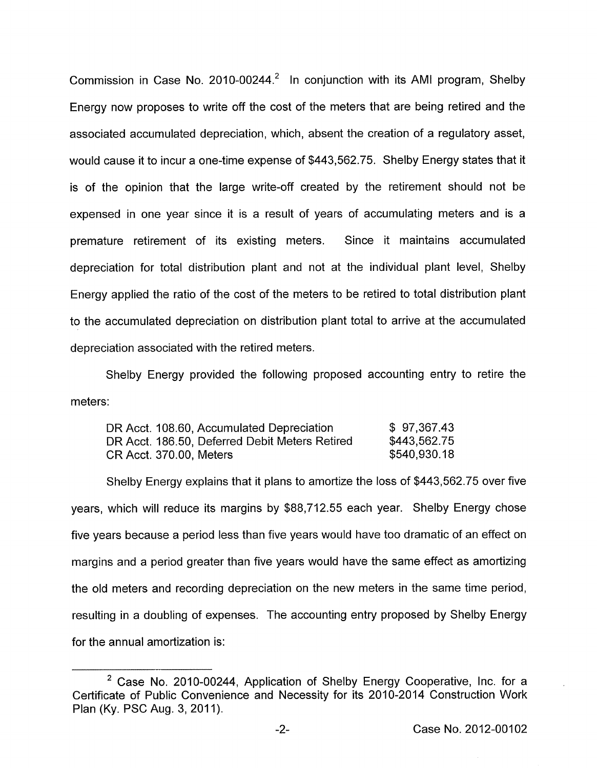Commission in Case No. 2010-00244.[2] In conjunction with its AMI program, Shelby Energy now proposes to write off the cost of the meters that are being retired and the associated accumulated depreciation, which, absent the creation of a regulatory asset, would cause it to incur a one-time expense of $443,562.75. Shelby Energy states that it is of the opinion that the large write-off created by the retirement should not be expensed in one year since it is a result of years of accumulating meters and is a premature retirement of its existing meters. Since it maintains accumulated depreciation for total distribution plant and not at the individual plant level, Shelby Energy applied the ratio of the cost of the meters to be retired to total distribution plant to the accumulated depreciation on distribution plant total to arrive at the accumulated depreciation associated with the retired meters.

Shelby Energy provided the following proposed accounting entry to retire the meters:

| | |
|---|---|
| DR Acct. 108.60, Accumulated Depreciation | $ 97,367.43 |
| DR Acct. 186.50, Deferred Debit Meters Retired | $443,562.75 |
| CR Acct. 370.00, Meters | $540,930.18 |

Shelby Energy explains that it plans to amortize the loss of $443,562.75 over five years, which will reduce its margins by $88,712.55 each year. Shelby Energy chose five years because a period less than five years would have too dramatic of an effect on margins and a period greater than five years would have the same effect as amortizing the old meters and recording depreciation on the new meters in the same time period, resulting in a doubling of expenses. The accounting entry proposed by Shelby Energy for the annual amortization is:

---

[2] Case No. 2010-00244, Application of Shelby Energy Cooperative, Inc. for a Certificate of Public Convenience and Necessity for its 2010-2014 Construction Work Plan (Ky. PSC Aug. 3, 2011).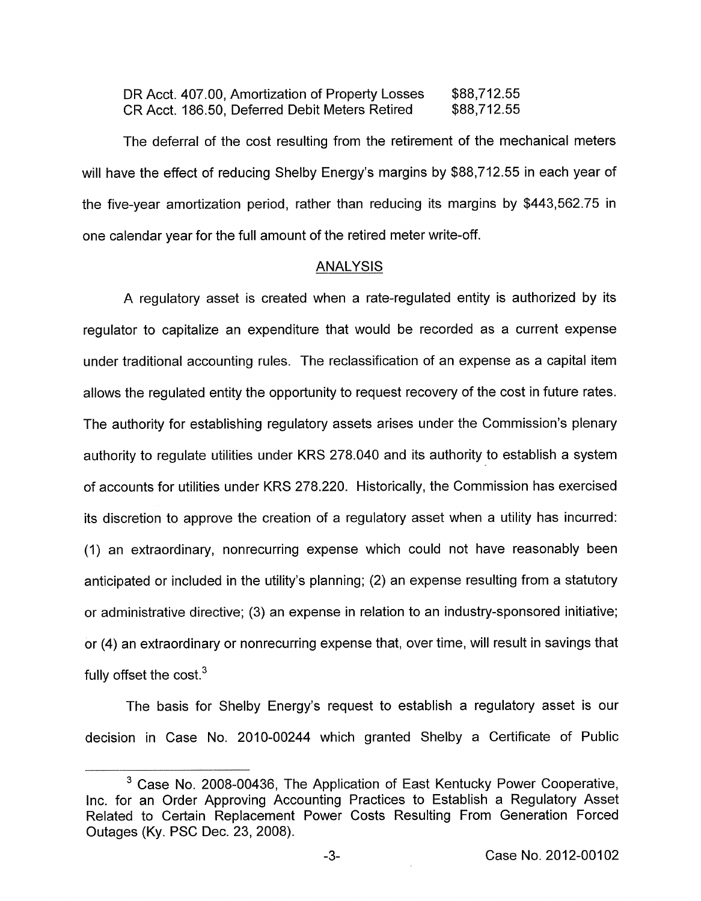| | |
|---|---|
| DR Acct. 407.00, Amortization of Property Losses | $88,712.55 |
| CR Acct. 186.50, Deferred Debit Meters Retired | $88,712.55 |

The deferral of the cost resulting from the retirement of the mechanical meters will have the effect of reducing Shelby Energy's margins by $88,712.55 in each year of the five-year amortization period, rather than reducing its margins by $443,562.75 in one calendar year for the full amount of the retired meter write-off.

## ANALYSIS

A regulatory asset is created when a rate-regulated entity is authorized by its regulator to capitalize an expenditure that would be recorded as a current expense under traditional accounting rules. The reclassification of an expense as a capital item allows the regulated entity the opportunity to request recovery of the cost in future rates. The authority for establishing regulatory assets arises under the Commission's plenary authority to regulate utilities under KRS 278.040 and its authority to establish a system of accounts for utilities under KRS 278.220. Historically, the Commission has exercised its discretion to approve the creation of a regulatory asset when a utility has incurred: (1) an extraordinary, nonrecurring expense which could not have reasonably been anticipated or included in the utility's planning; (2) an expense resulting from a statutory or administrative directive; (3) an expense in relation to an industry-sponsored initiative; or (4) an extraordinary or nonrecurring expense that, over time, will result in savings that fully offset the cost.[3]

The basis for Shelby Energy's request to establish a regulatory asset is our decision in Case No. 2010-00244 which granted Shelby a Certificate of Public

---

[3] Case No. 2008-00436, The Application of East Kentucky Power Cooperative, Inc. for an Order Approving Accounting Practices to Establish a Regulatory Asset Related to Certain Replacement Power Costs Resulting From Generation Forced Outages (Ky. PSC Dec. 23, 2008).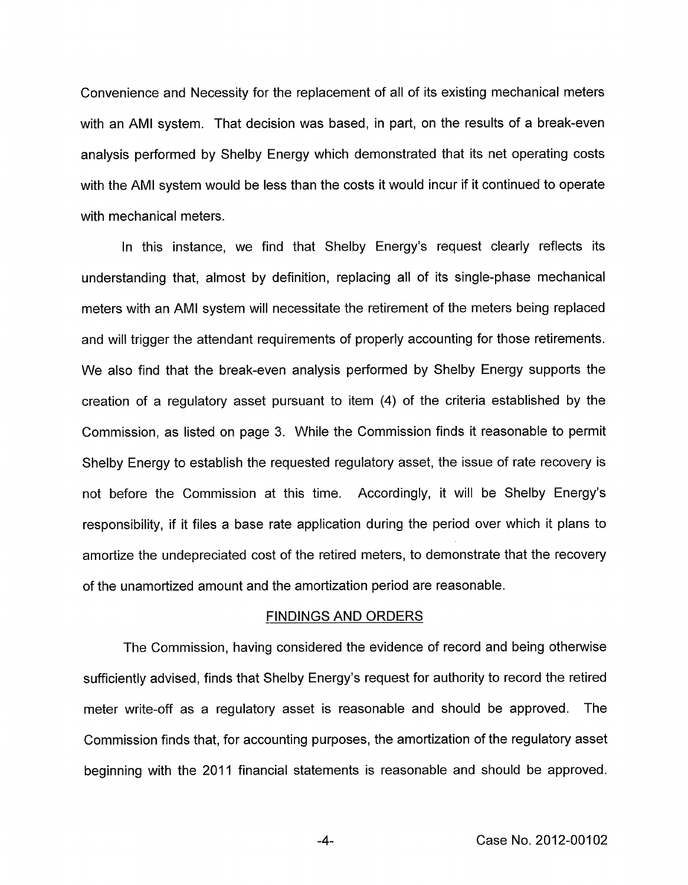Convenience and Necessity for the replacement of all of its existing mechanical meters with an AMI system. That decision was based, in part, on the results of a break-even analysis performed by Shelby Energy which demonstrated that its net operating costs with the AMI system would be less than the costs it would incur if it continued to operate with mechanical meters.

In this instance, we find that Shelby Energy's request clearly reflects its understanding that, almost by definition, replacing all of its single-phase mechanical meters with an AMI system will necessitate the retirement of the meters being replaced and will trigger the attendant requirements of properly accounting for those retirements. We also find that the break-even analysis performed by Shelby Energy supports the creation of a regulatory asset pursuant to item (4) of the criteria established by the Commission, as listed on page 3. While the Commission finds it reasonable to permit Shelby Energy to establish the requested regulatory asset, the issue of rate recovery is not before the Commission at this time. Accordingly, it will be Shelby Energy's responsibility, if it files a base rate application during the period over which it plans to amortize the undepreciated cost of the retired meters, to demonstrate that the recovery of the unamortized amount and the amortization period are reasonable.

## FINDINGS AND ORDERS

The Commission, having considered the evidence of record and being otherwise sufficiently advised, finds that Shelby Energy's request for authority to record the retired meter write-off as a regulatory asset is reasonable and should be approved. The Commission finds that, for accounting purposes, the amortization of the regulatory asset beginning with the 2011 financial statements is reasonable and should be approved.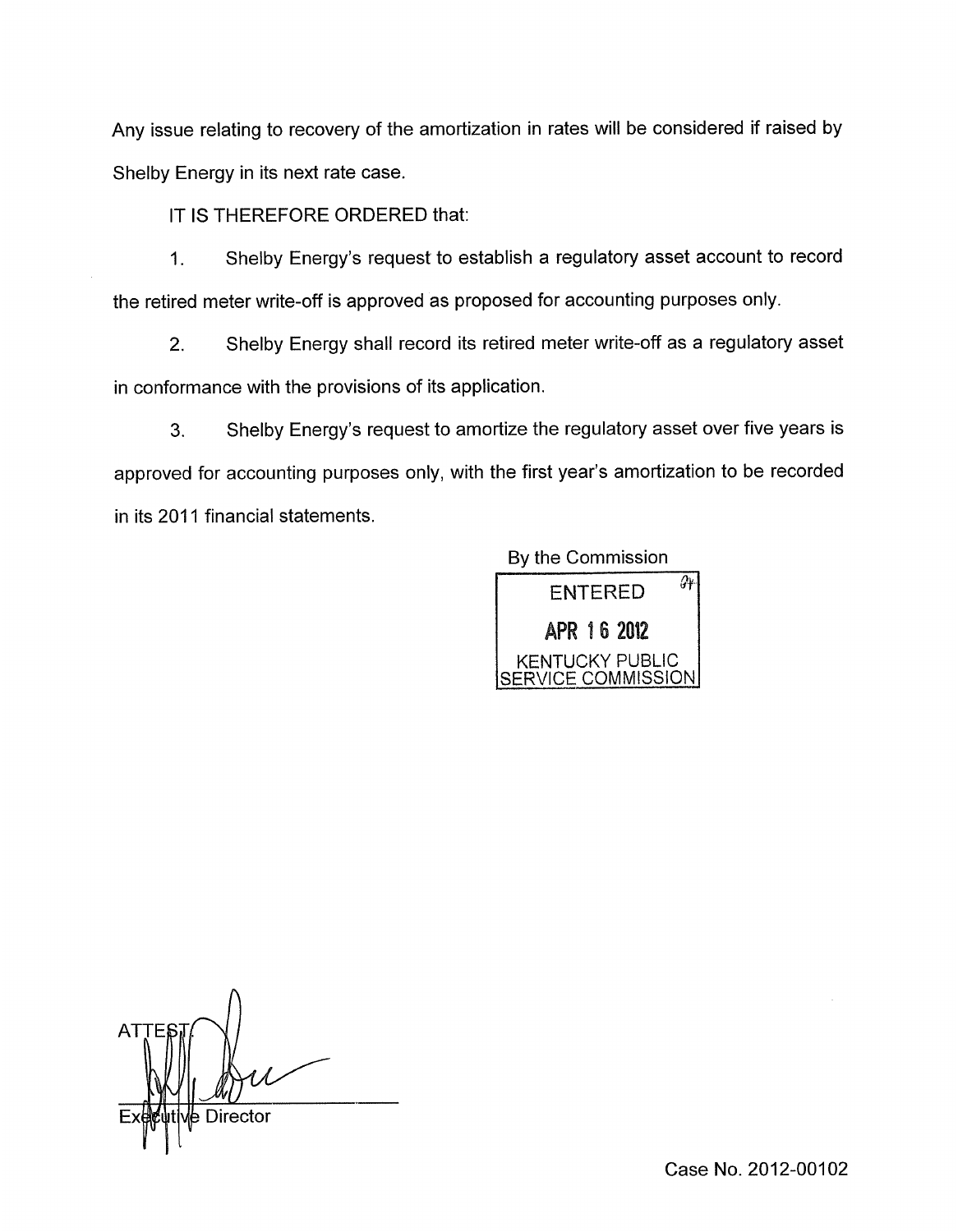Any issue relating to recovery of the amortization in rates will be considered if raised by Shelby Energy in its next rate case.

IT IS THEREFORE ORDERED that:

1. Shelby Energy's request to establish a regulatory asset account to record the retired meter write-off is approved as proposed for accounting purposes only.

2. Shelby Energy shall record its retired meter write-off as a regulatory asset in conformance with the provisions of its application.

3. Shelby Energy's request to amortize the regulatory asset over five years is approved for accounting purposes only, with the first year's amortization to be recorded in its 2011 financial statements.

By the Commission

ENTERED

APR 16 2012

KENTUCKY PUBLIC SERVICE COMMISSION

ATTEST:

Executive Director

Case No. 2012-00102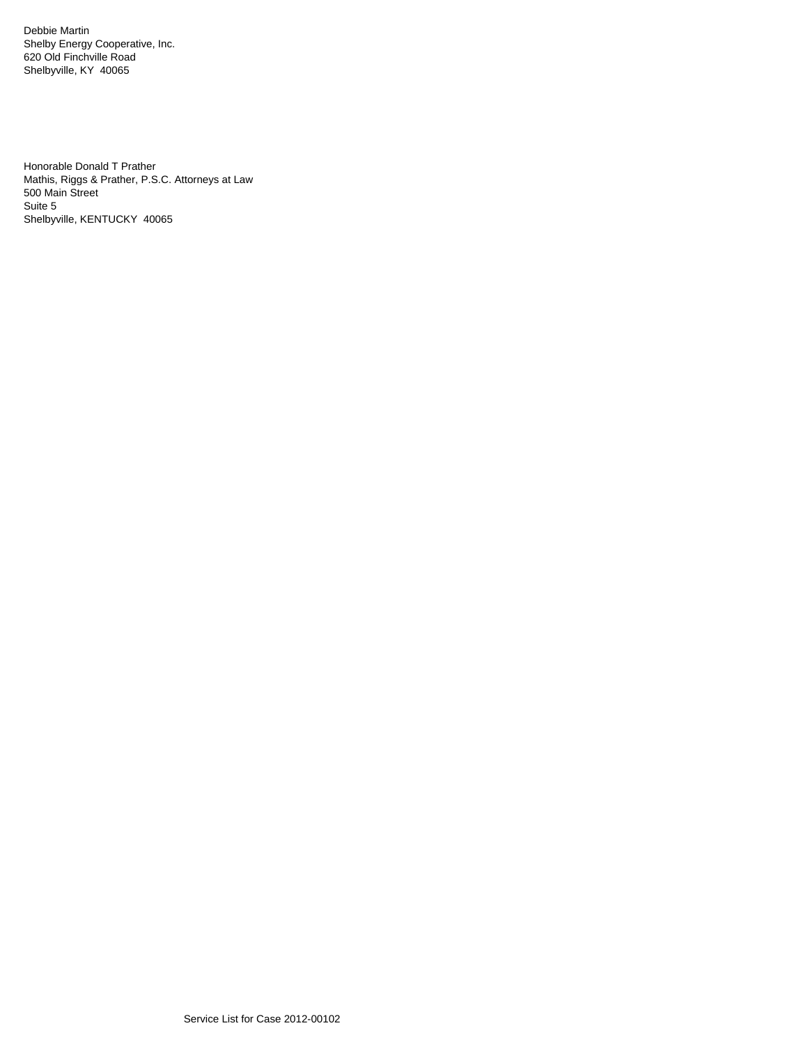Debbie Martin
Shelby Energy Cooperative, Inc.
620 Old Finchville Road
Shelbyville, KY  40065

Honorable Donald T Prather
Mathis, Riggs & Prather, P.S.C. Attorneys at Law
500 Main Street
Suite 5
Shelbyville, KENTUCKY  40065

Service List for Case 2012-00102